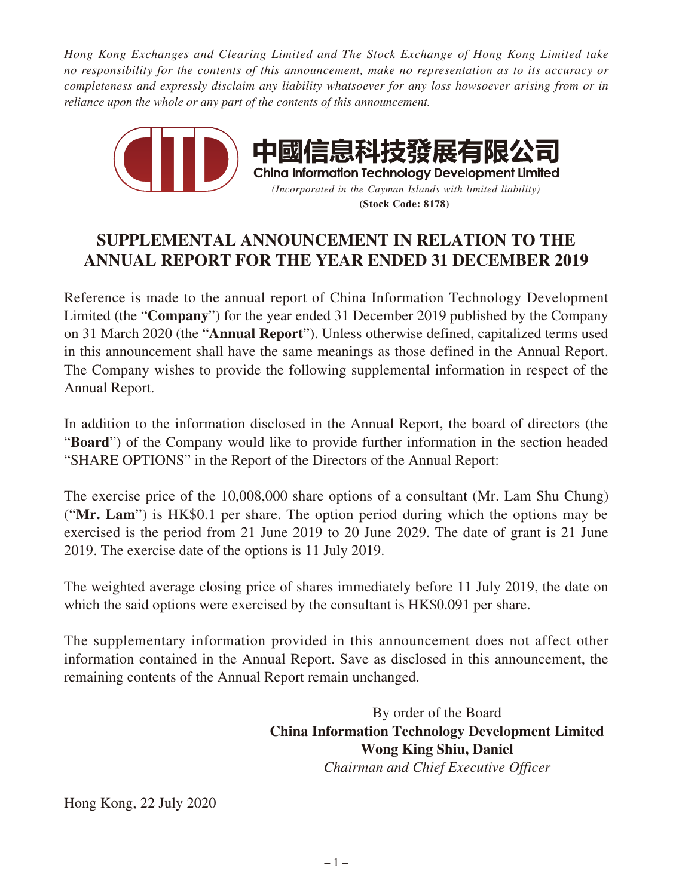*Hong Kong Exchanges and Clearing Limited and The Stock Exchange of Hong Kong Limited take no responsibility for the contents of this announcement, make no representation as to its accuracy or completeness and expressly disclaim any liability whatsoever for any loss howsoever arising from or in reliance upon the whole or any part of the contents of this announcement.*

**中國信息科技發展有限公司**
**China Information Technology Development Limited**
*(Incorporated in the Cayman Islands with limited liability)*
**(Stock Code: 8178)**

# SUPPLEMENTAL ANNOUNCEMENT IN RELATION TO THE ANNUAL REPORT FOR THE YEAR ENDED 31 DECEMBER 2019

Reference is made to the annual report of China Information Technology Development Limited (the "**Company**") for the year ended 31 December 2019 published by the Company on 31 March 2020 (the "**Annual Report**"). Unless otherwise defined, capitalized terms used in this announcement shall have the same meanings as those defined in the Annual Report. The Company wishes to provide the following supplemental information in respect of the Annual Report.

In addition to the information disclosed in the Annual Report, the board of directors (the "**Board**") of the Company would like to provide further information in the section headed "SHARE OPTIONS" in the Report of the Directors of the Annual Report:

The exercise price of the 10,008,000 share options of a consultant (Mr. Lam Shu Chung) ("**Mr. Lam**") is HK$0.1 per share. The option period during which the options may be exercised is the period from 21 June 2019 to 20 June 2029. The date of grant is 21 June 2019. The exercise date of the options is 11 July 2019.

The weighted average closing price of shares immediately before 11 July 2019, the date on which the said options were exercised by the consultant is HK$0.091 per share.

The supplementary information provided in this announcement does not affect other information contained in the Annual Report. Save as disclosed in this announcement, the remaining contents of the Annual Report remain unchanged.

By order of the Board
**China Information Technology Development Limited**
**Wong King Shiu, Daniel**
*Chairman and Chief Executive Officer*

Hong Kong, 22 July 2020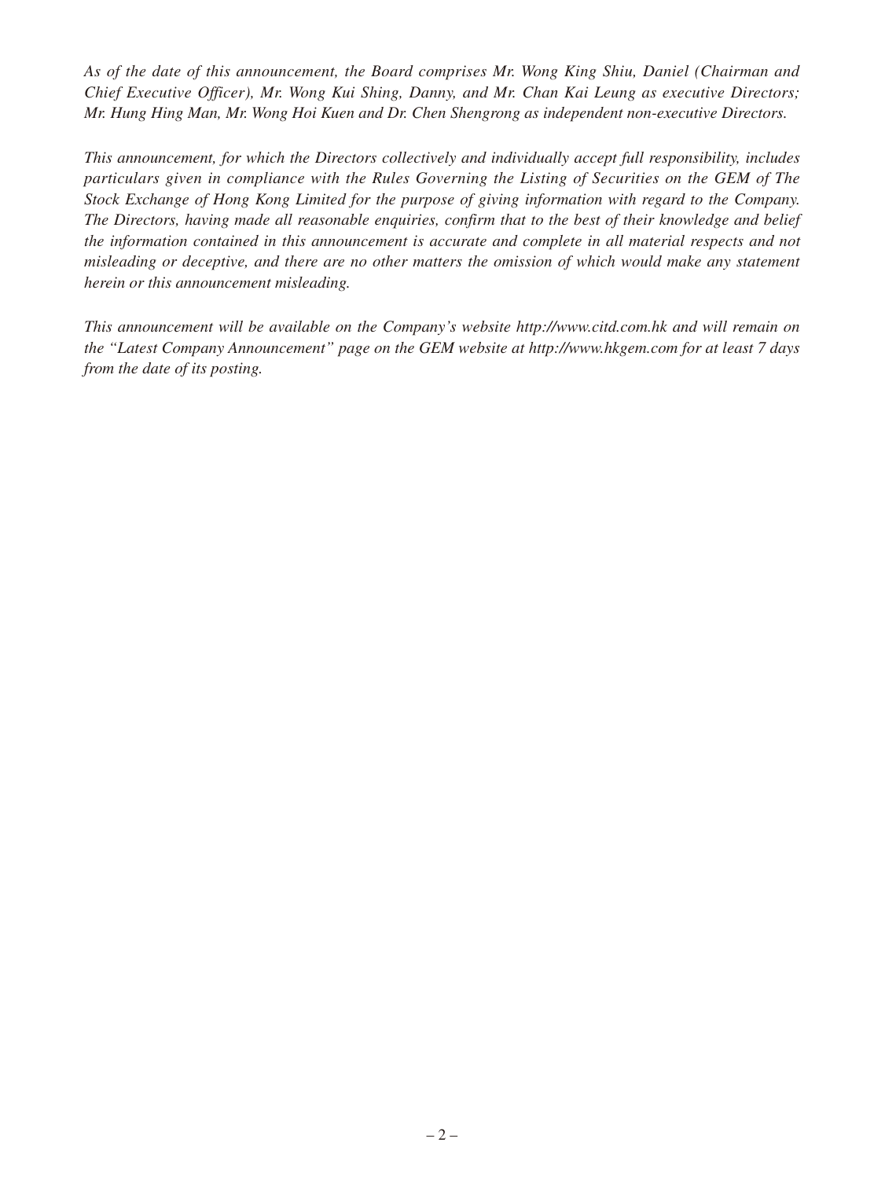*As of the date of this announcement, the Board comprises Mr. Wong King Shiu, Daniel (Chairman and Chief Executive Officer), Mr. Wong Kui Shing, Danny, and Mr. Chan Kai Leung as executive Directors; Mr. Hung Hing Man, Mr. Wong Hoi Kuen and Dr. Chen Shengrong as independent non-executive Directors.*

*This announcement, for which the Directors collectively and individually accept full responsibility, includes particulars given in compliance with the Rules Governing the Listing of Securities on the GEM of The Stock Exchange of Hong Kong Limited for the purpose of giving information with regard to the Company. The Directors, having made all reasonable enquiries, confirm that to the best of their knowledge and belief the information contained in this announcement is accurate and complete in all material respects and not misleading or deceptive, and there are no other matters the omission of which would make any statement herein or this announcement misleading.*

*This announcement will be available on the Company's website http://www.citd.com.hk and will remain on the "Latest Company Announcement" page on the GEM website at http://www.hkgem.com for at least 7 days from the date of its posting.*